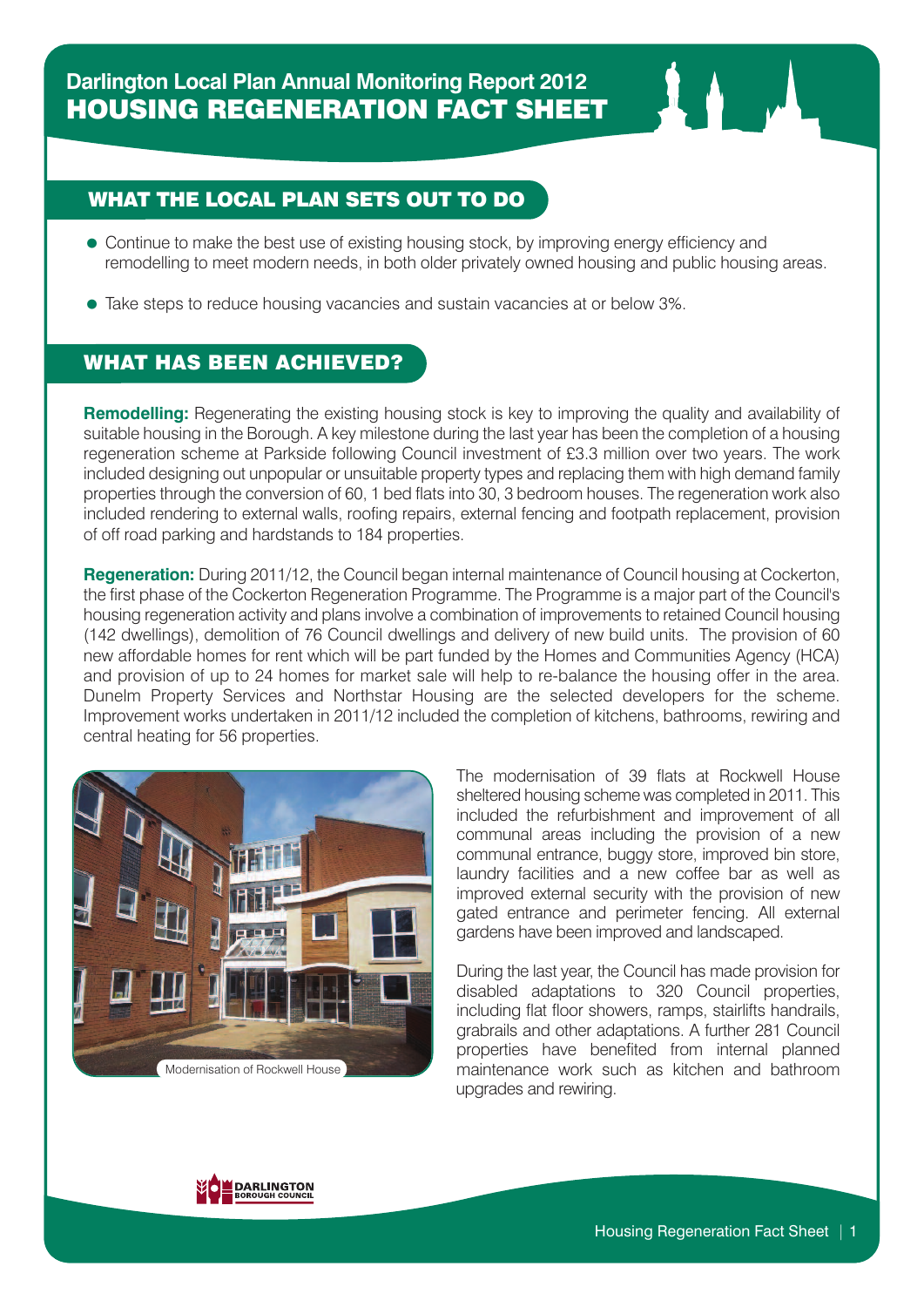# Darlington Local Plan Annual Monitoring Report 2012
# HOUSING REGENERATION FACT SHEET

## WHAT THE LOCAL PLAN SETS OUT TO DO

- Continue to make the best use of existing housing stock, by improving energy efficiency and remodelling to meet modern needs, in both older privately owned housing and public housing areas.
- Take steps to reduce housing vacancies and sustain vacancies at or below 3%.

## WHAT HAS BEEN ACHIEVED?

**Remodelling:** Regenerating the existing housing stock is key to improving the quality and availability of suitable housing in the Borough. A key milestone during the last year has been the completion of a housing regeneration scheme at Parkside following Council investment of £3.3 million over two years. The work included designing out unpopular or unsuitable property types and replacing them with high demand family properties through the conversion of 60, 1 bed flats into 30, 3 bedroom houses. The regeneration work also included rendering to external walls, roofing repairs, external fencing and footpath replacement, provision of off road parking and hardstands to 184 properties.

**Regeneration:** During 2011/12, the Council began internal maintenance of Council housing at Cockerton, the first phase of the Cockerton Regeneration Programme. The Programme is a major part of the Council's housing regeneration activity and plans involve a combination of improvements to retained Council housing (142 dwellings), demolition of 76 Council dwellings and delivery of new build units. The provision of 60 new affordable homes for rent which will be part funded by the Homes and Communities Agency (HCA) and provision of up to 24 homes for market sale will help to re-balance the housing offer in the area. Dunelm Property Services and Northstar Housing are the selected developers for the scheme. Improvement works undertaken in 2011/12 included the completion of kitchens, bathrooms, rewiring and central heating for 56 properties.

Modernisation of Rockwell House

The modernisation of 39 flats at Rockwell House sheltered housing scheme was completed in 2011. This included the refurbishment and improvement of all communal areas including the provision of a new communal entrance, buggy store, improved bin store, laundry facilities and a new coffee bar as well as improved external security with the provision of new gated entrance and perimeter fencing. All external gardens have been improved and landscaped.

During the last year, the Council has made provision for disabled adaptations to 320 Council properties, including flat floor showers, ramps, stairlifts handrails, grabrails and other adaptations. A further 281 Council properties have benefited from internal planned maintenance work such as kitchen and bathroom upgrades and rewiring.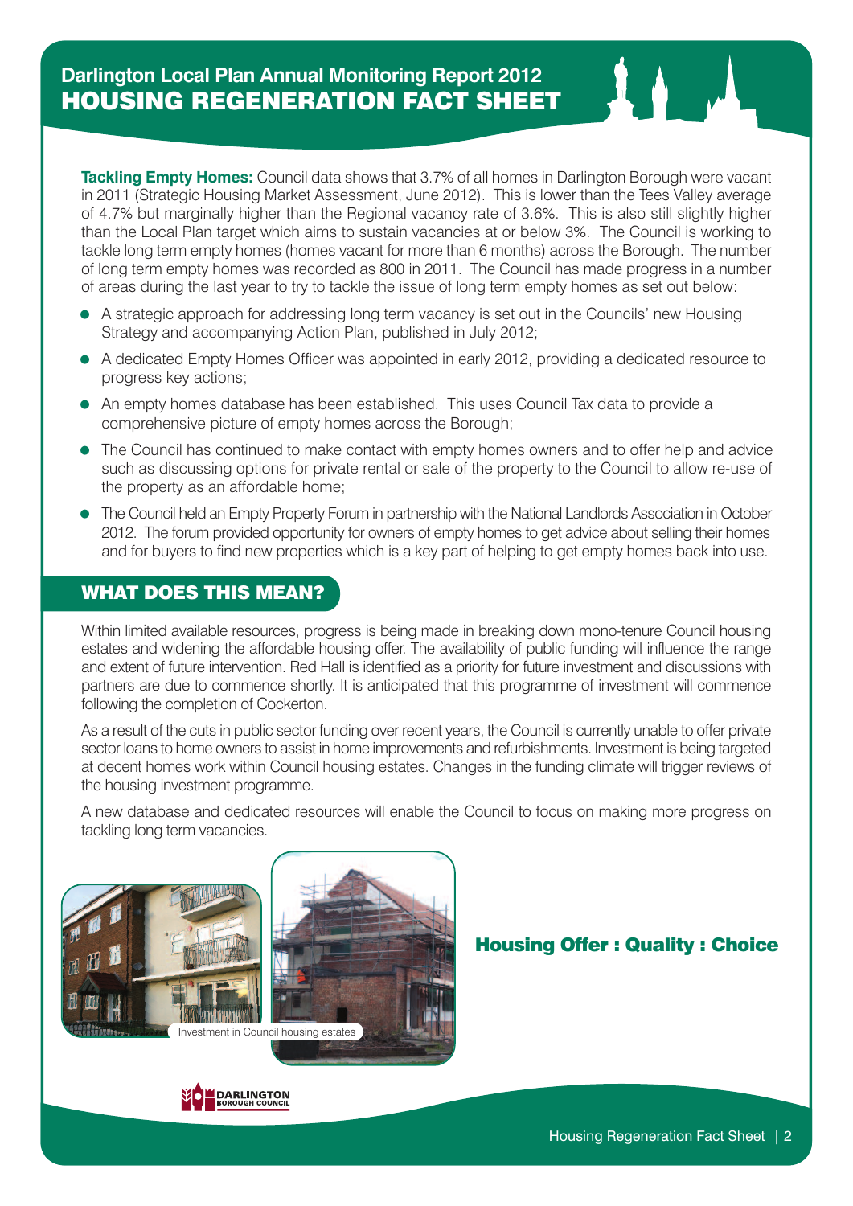# Darlington Local Plan Annual Monitoring Report 2012

# HOUSING REGENERATION FACT SHEET

**Tackling Empty Homes:** Council data shows that 3.7% of all homes in Darlington Borough were vacant in 2011 (Strategic Housing Market Assessment, June 2012). This is lower than the Tees Valley average of 4.7% but marginally higher than the Regional vacancy rate of 3.6%. This is also still slightly higher than the Local Plan target which aims to sustain vacancies at or below 3%. The Council is working to tackle long term empty homes (homes vacant for more than 6 months) across the Borough. The number of long term empty homes was recorded as 800 in 2011. The Council has made progress in a number of areas during the last year to try to tackle the issue of long term empty homes as set out below:

- A strategic approach for addressing long term vacancy is set out in the Councils' new Housing Strategy and accompanying Action Plan, published in July 2012;
- A dedicated Empty Homes Officer was appointed in early 2012, providing a dedicated resource to progress key actions;
- An empty homes database has been established. This uses Council Tax data to provide a comprehensive picture of empty homes across the Borough;
- The Council has continued to make contact with empty homes owners and to offer help and advice such as discussing options for private rental or sale of the property to the Council to allow re-use of the property as an affordable home;
- The Council held an Empty Property Forum in partnership with the National Landlords Association in October 2012. The forum provided opportunity for owners of empty homes to get advice about selling their homes and for buyers to find new properties which is a key part of helping to get empty homes back into use.

## WHAT DOES THIS MEAN?

Within limited available resources, progress is being made in breaking down mono-tenure Council housing estates and widening the affordable housing offer. The availability of public funding will influence the range and extent of future intervention. Red Hall is identified as a priority for future investment and discussions with partners are due to commence shortly. It is anticipated that this programme of investment will commence following the completion of Cockerton.

As a result of the cuts in public sector funding over recent years, the Council is currently unable to offer private sector loans to home owners to assist in home improvements and refurbishments. Investment is being targeted at decent homes work within Council housing estates. Changes in the funding climate will trigger reviews of the housing investment programme.

A new database and dedicated resources will enable the Council to focus on making more progress on tackling long term vacancies.

Investment in Council housing estates

**Housing Offer : Quality : Choice**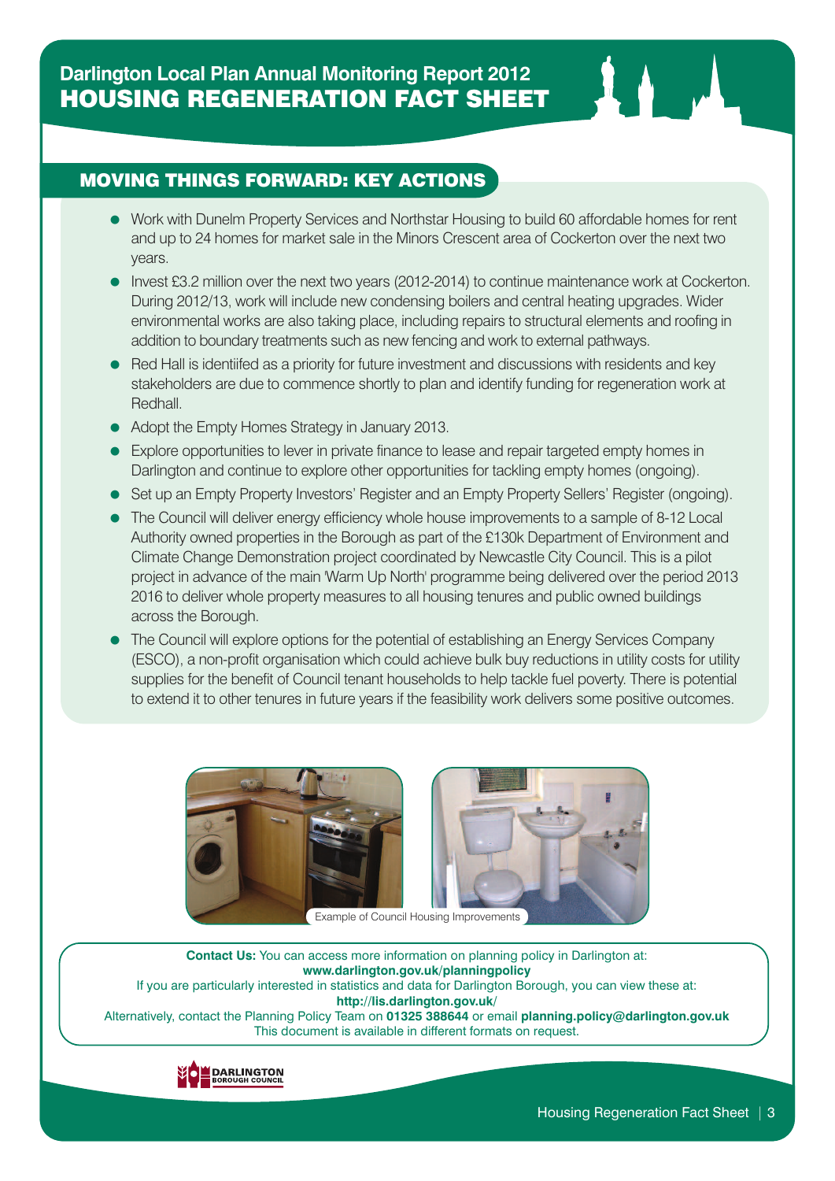# Darlington Local Plan Annual Monitoring Report 2012
# HOUSING REGENERATION FACT SHEET

## MOVING THINGS FORWARD: KEY ACTIONS

- Work with Dunelm Property Services and Northstar Housing to build 60 affordable homes for rent and up to 24 homes for market sale in the Minors Crescent area of Cockerton over the next two years.
- Invest £3.2 million over the next two years (2012-2014) to continue maintenance work at Cockerton. During 2012/13, work will include new condensing boilers and central heating upgrades. Wider environmental works are also taking place, including repairs to structural elements and roofing in addition to boundary treatments such as new fencing and work to external pathways.
- Red Hall is identiifed as a priority for future investment and discussions with residents and key stakeholders are due to commence shortly to plan and identify funding for regeneration work at Redhall.
- Adopt the Empty Homes Strategy in January 2013.
- Explore opportunities to lever in private finance to lease and repair targeted empty homes in Darlington and continue to explore other opportunities for tackling empty homes (ongoing).
- Set up an Empty Property Investors' Register and an Empty Property Sellers' Register (ongoing).
- The Council will deliver energy efficiency whole house improvements to a sample of 8-12 Local Authority owned properties in the Borough as part of the £130k Department of Environment and Climate Change Demonstration project coordinated by Newcastle City Council. This is a pilot project in advance of the main 'Warm Up North' programme being delivered over the period 2013 2016 to deliver whole property measures to all housing tenures and public owned buildings across the Borough.
- The Council will explore options for the potential of establishing an Energy Services Company (ESCO), a non-profit organisation which could achieve bulk buy reductions in utility costs for utility supplies for the benefit of Council tenant households to help tackle fuel poverty. There is potential to extend it to other tenures in future years if the feasibility work delivers some positive outcomes.

Example of Council Housing Improvements

**Contact Us:** You can access more information on planning policy in Darlington at: **www.darlington.gov.uk/planningpolicy**
If you are particularly interested in statistics and data for Darlington Borough, you can view these at: **http://lis.darlington.gov.uk/**
Alternatively, contact the Planning Policy Team on **01325 388644** or email **planning.policy@darlington.gov.uk**
This document is available in different formats on request.

DARLINGTON BOROUGH COUNCIL